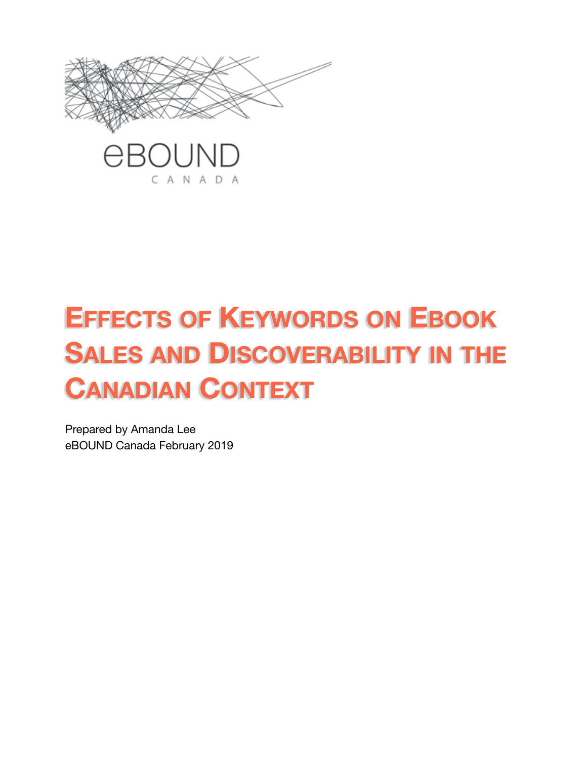eBOUND
CANADA

# Effects of Keywords on Ebook Sales and Discoverability in the Canadian Context

Prepared by Amanda Lee
eBOUND Canada February 2019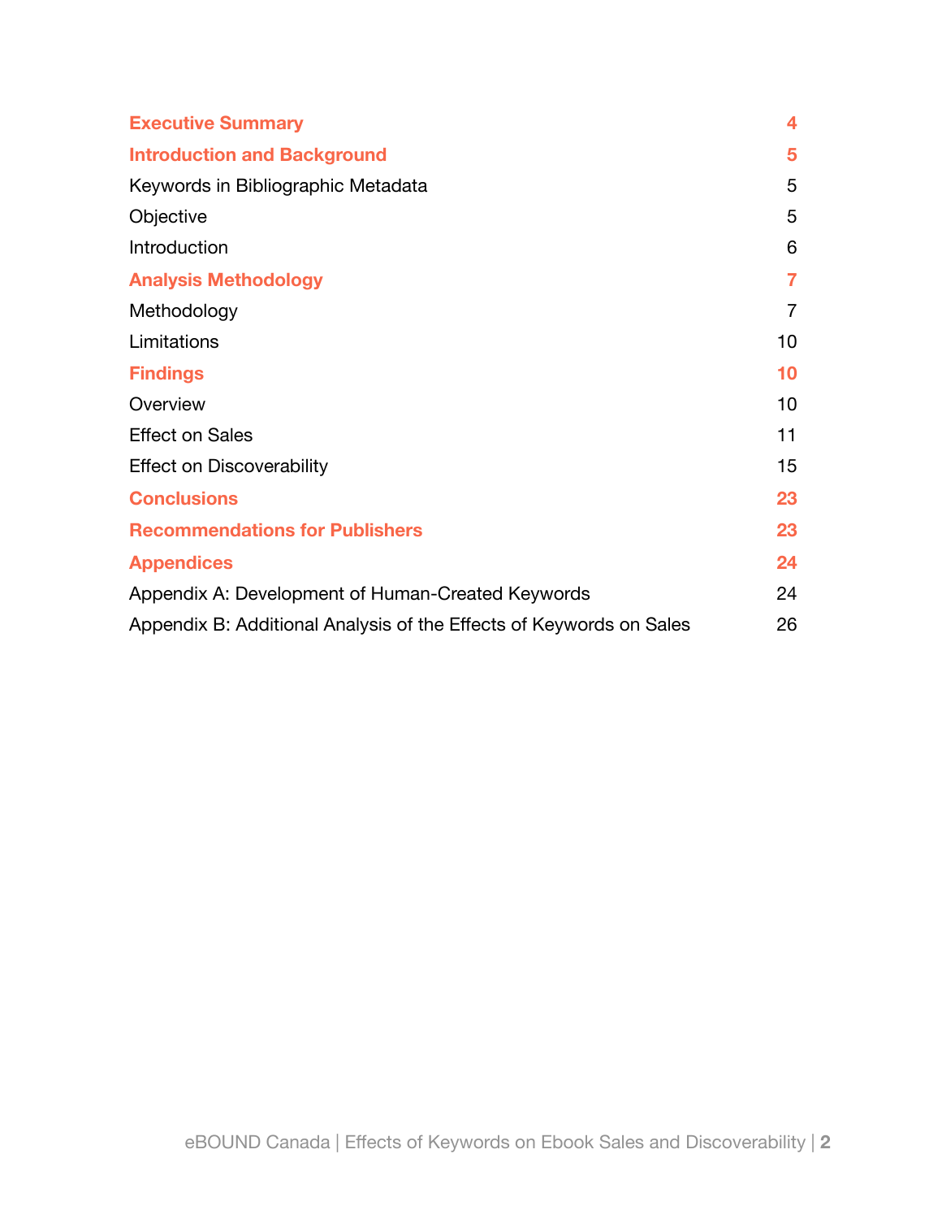| | |
|---|---|
| **Executive Summary** | **4** |
| **Introduction and Background** | **5** |
| Keywords in Bibliographic Metadata | 5 |
| Objective | 5 |
| Introduction | 6 |
| **Analysis Methodology** | **7** |
| Methodology | 7 |
| Limitations | 10 |
| **Findings** | **10** |
| Overview | 10 |
| Effect on Sales | 11 |
| Effect on Discoverability | 15 |
| **Conclusions** | **23** |
| **Recommendations for Publishers** | **23** |
| **Appendices** | **24** |
| Appendix A: Development of Human-Created Keywords | 24 |
| Appendix B: Additional Analysis of the Effects of Keywords on Sales | 26 |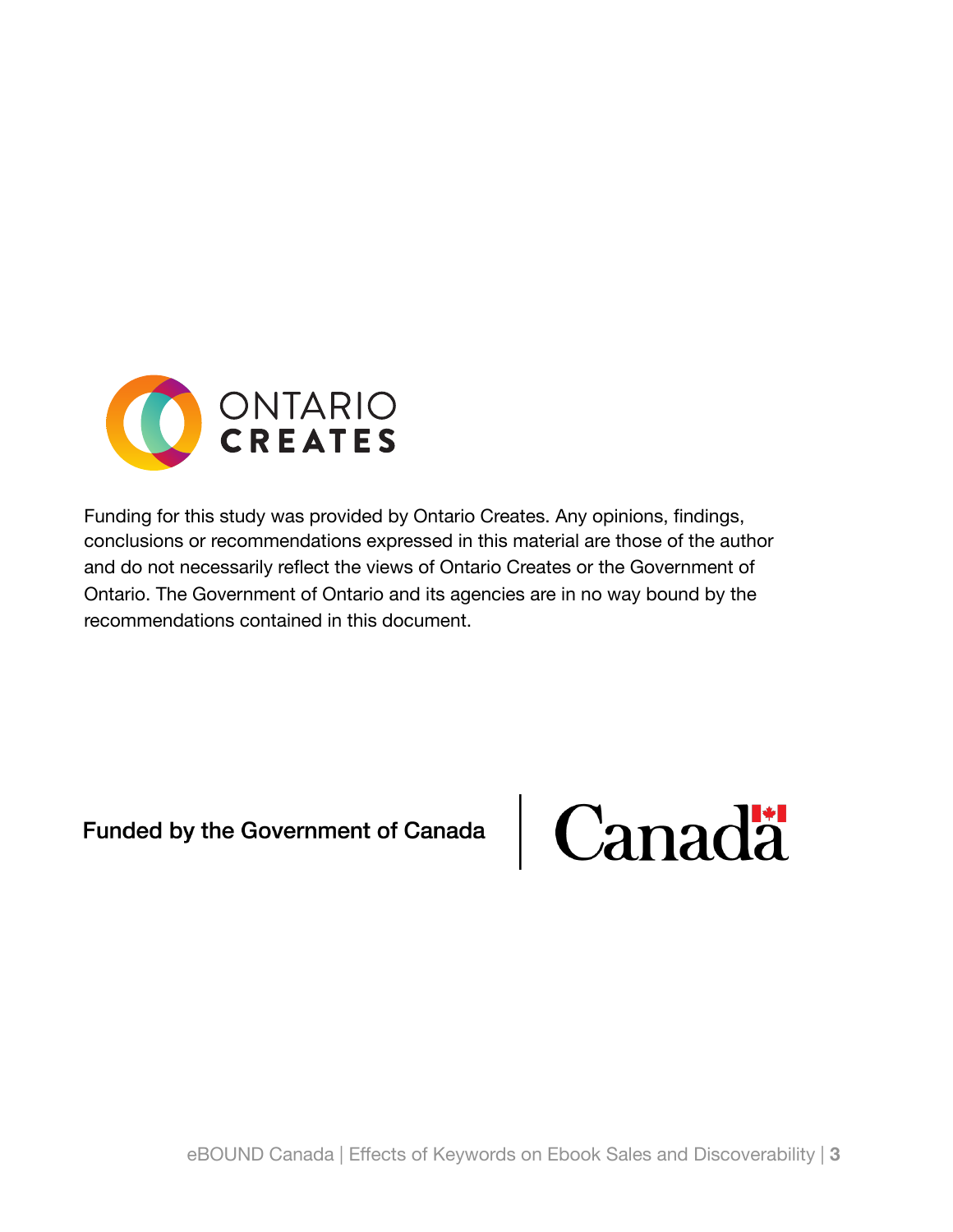ONTARIO CREATES

Funding for this study was provided by Ontario Creates. Any opinions, findings, conclusions or recommendations expressed in this material are those of the author and do not necessarily reflect the views of Ontario Creates or the Government of Ontario. The Government of Ontario and its agencies are in no way bound by the recommendations contained in this document.

**Funded by the Government of Canada** | Canada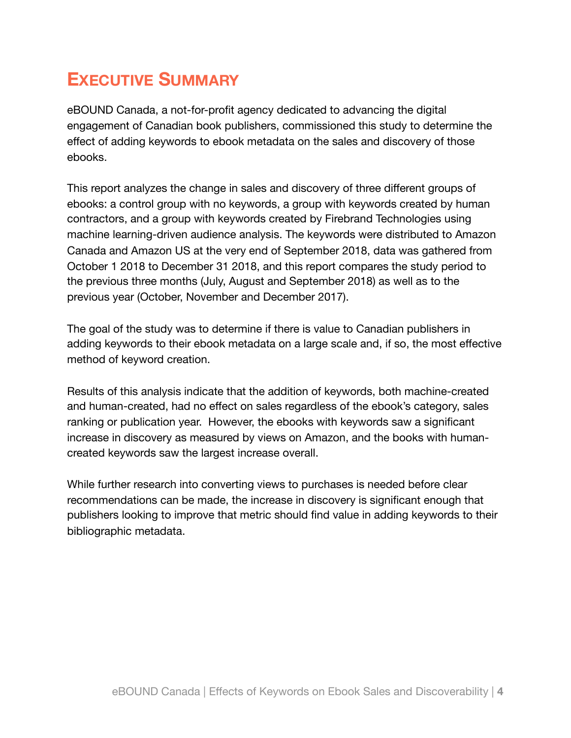# Executive Summary

eBOUND Canada, a not-for-profit agency dedicated to advancing the digital engagement of Canadian book publishers, commissioned this study to determine the effect of adding keywords to ebook metadata on the sales and discovery of those ebooks.

This report analyzes the change in sales and discovery of three different groups of ebooks: a control group with no keywords, a group with keywords created by human contractors, and a group with keywords created by Firebrand Technologies using machine learning-driven audience analysis. The keywords were distributed to Amazon Canada and Amazon US at the very end of September 2018, data was gathered from October 1 2018 to December 31 2018, and this report compares the study period to the previous three months (July, August and September 2018) as well as to the previous year (October, November and December 2017).

The goal of the study was to determine if there is value to Canadian publishers in adding keywords to their ebook metadata on a large scale and, if so, the most effective method of keyword creation.

Results of this analysis indicate that the addition of keywords, both machine-created and human-created, had no effect on sales regardless of the ebook's category, sales ranking or publication year. However, the ebooks with keywords saw a significant increase in discovery as measured by views on Amazon, and the books with human-created keywords saw the largest increase overall.

While further research into converting views to purchases is needed before clear recommendations can be made, the increase in discovery is significant enough that publishers looking to improve that metric should find value in adding keywords to their bibliographic metadata.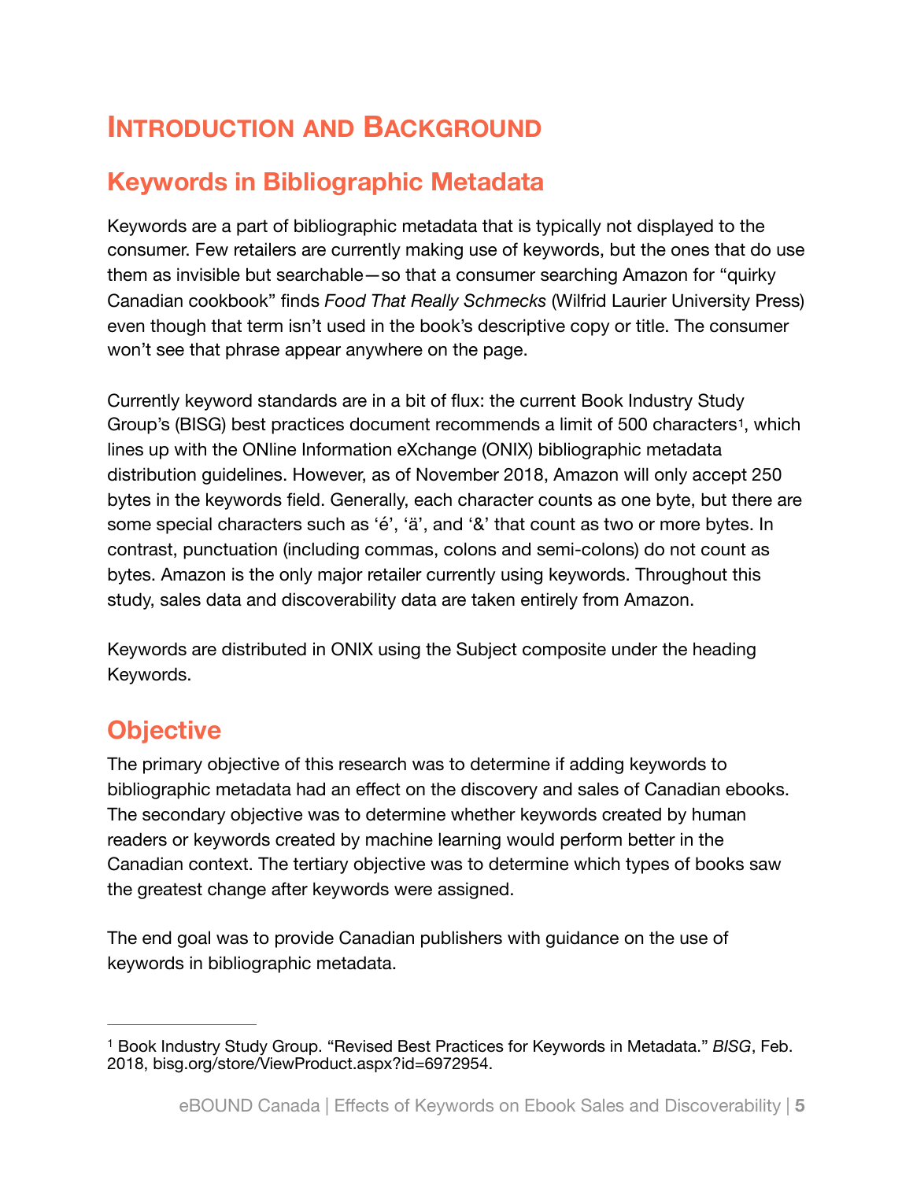# Introduction and Background

## Keywords in Bibliographic Metadata

Keywords are a part of bibliographic metadata that is typically not displayed to the consumer. Few retailers are currently making use of keywords, but the ones that do use them as invisible but searchable—so that a consumer searching Amazon for "quirky Canadian cookbook" finds *Food That Really Schmecks* (Wilfrid Laurier University Press) even though that term isn't used in the book's descriptive copy or title. The consumer won't see that phrase appear anywhere on the page.

Currently keyword standards are in a bit of flux: the current Book Industry Study Group's (BISG) best practices document recommends a limit of 500 characters[1], which lines up with the ONline Information eXchange (ONIX) bibliographic metadata distribution guidelines. However, as of November 2018, Amazon will only accept 250 bytes in the keywords field. Generally, each character counts as one byte, but there are some special characters such as 'é', 'ä', and '&' that count as two or more bytes. In contrast, punctuation (including commas, colons and semi-colons) do not count as bytes. Amazon is the only major retailer currently using keywords. Throughout this study, sales data and discoverability data are taken entirely from Amazon.

Keywords are distributed in ONIX using the Subject composite under the heading Keywords.

## Objective

The primary objective of this research was to determine if adding keywords to bibliographic metadata had an effect on the discovery and sales of Canadian ebooks. The secondary objective was to determine whether keywords created by human readers or keywords created by machine learning would perform better in the Canadian context. The tertiary objective was to determine which types of books saw the greatest change after keywords were assigned.

The end goal was to provide Canadian publishers with guidance on the use of keywords in bibliographic metadata.

---

[1] Book Industry Study Group. "Revised Best Practices for Keywords in Metadata." *BISG*, Feb. 2018, bisg.org/store/ViewProduct.aspx?id=6972954.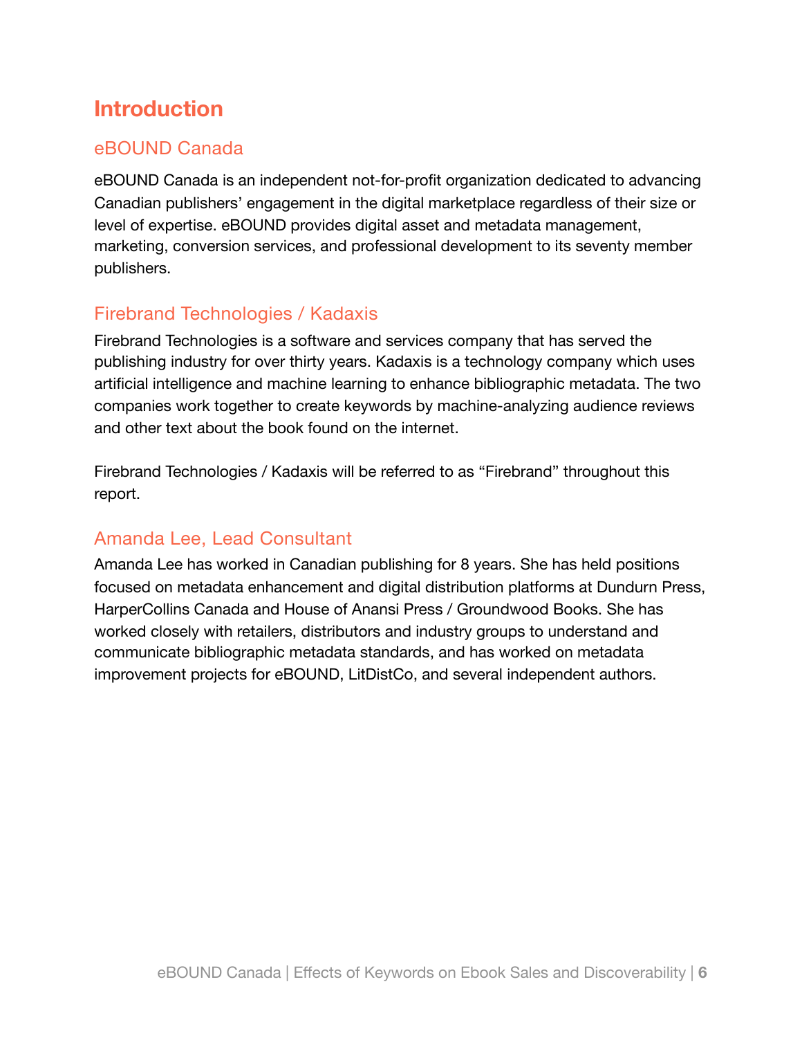# Introduction

## eBOUND Canada

eBOUND Canada is an independent not-for-profit organization dedicated to advancing Canadian publishers' engagement in the digital marketplace regardless of their size or level of expertise. eBOUND provides digital asset and metadata management, marketing, conversion services, and professional development to its seventy member publishers.

## Firebrand Technologies / Kadaxis

Firebrand Technologies is a software and services company that has served the publishing industry for over thirty years. Kadaxis is a technology company which uses artificial intelligence and machine learning to enhance bibliographic metadata. The two companies work together to create keywords by machine-analyzing audience reviews and other text about the book found on the internet.

Firebrand Technologies / Kadaxis will be referred to as "Firebrand" throughout this report.

## Amanda Lee, Lead Consultant

Amanda Lee has worked in Canadian publishing for 8 years. She has held positions focused on metadata enhancement and digital distribution platforms at Dundurn Press, HarperCollins Canada and House of Anansi Press / Groundwood Books. She has worked closely with retailers, distributors and industry groups to understand and communicate bibliographic metadata standards, and has worked on metadata improvement projects for eBOUND, LitDistCo, and several independent authors.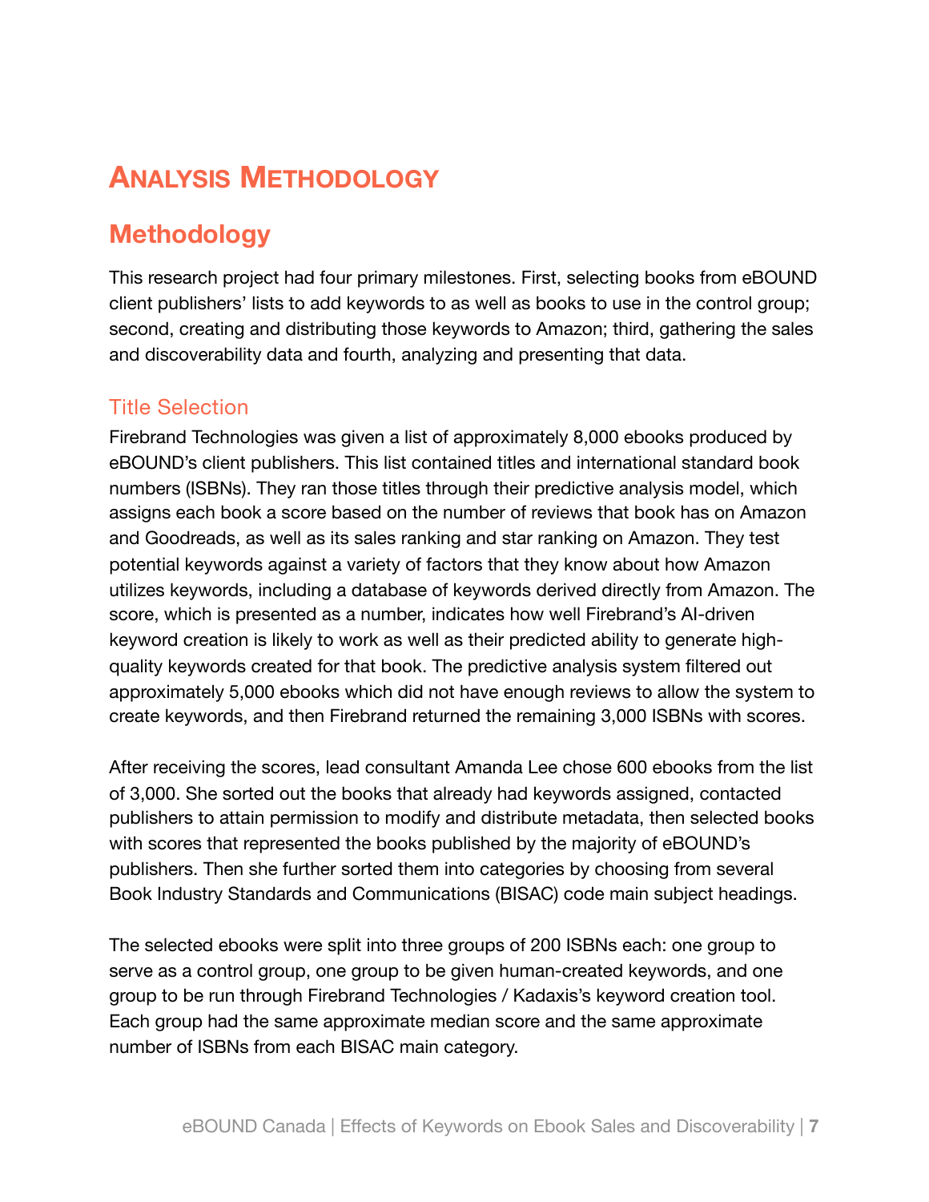# Analysis Methodology

## Methodology

This research project had four primary milestones. First, selecting books from eBOUND client publishers' lists to add keywords to as well as books to use in the control group; second, creating and distributing those keywords to Amazon; third, gathering the sales and discoverability data and fourth, analyzing and presenting that data.

### Title Selection

Firebrand Technologies was given a list of approximately 8,000 ebooks produced by eBOUND's client publishers. This list contained titles and international standard book numbers (ISBNs). They ran those titles through their predictive analysis model, which assigns each book a score based on the number of reviews that book has on Amazon and Goodreads, as well as its sales ranking and star ranking on Amazon. They test potential keywords against a variety of factors that they know about how Amazon utilizes keywords, including a database of keywords derived directly from Amazon. The score, which is presented as a number, indicates how well Firebrand's AI-driven keyword creation is likely to work as well as their predicted ability to generate high-quality keywords created for that book. The predictive analysis system filtered out approximately 5,000 ebooks which did not have enough reviews to allow the system to create keywords, and then Firebrand returned the remaining 3,000 ISBNs with scores.

After receiving the scores, lead consultant Amanda Lee chose 600 ebooks from the list of 3,000. She sorted out the books that already had keywords assigned, contacted publishers to attain permission to modify and distribute metadata, then selected books with scores that represented the books published by the majority of eBOUND's publishers. Then she further sorted them into categories by choosing from several Book Industry Standards and Communications (BISAC) code main subject headings.

The selected ebooks were split into three groups of 200 ISBNs each: one group to serve as a control group, one group to be given human-created keywords, and one group to be run through Firebrand Technologies / Kadaxis's keyword creation tool. Each group had the same approximate median score and the same approximate number of ISBNs from each BISAC main category.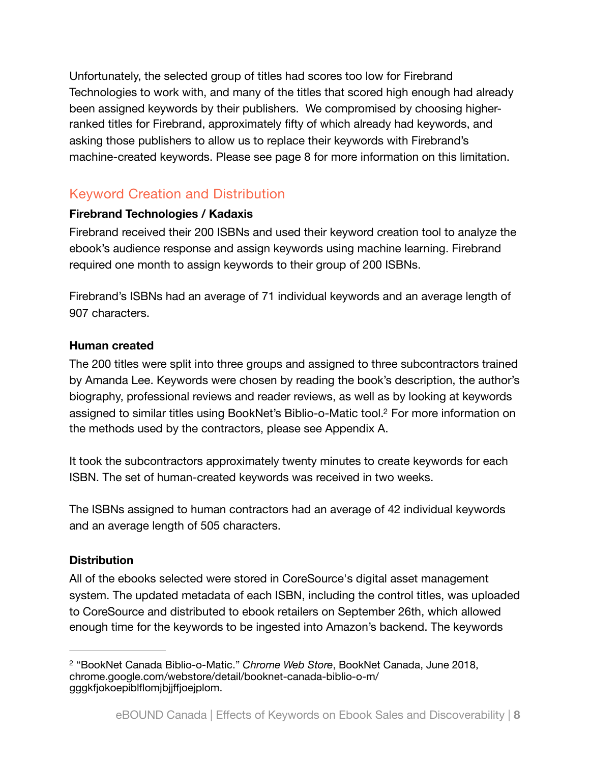Unfortunately, the selected group of titles had scores too low for Firebrand Technologies to work with, and many of the titles that scored high enough had already been assigned keywords by their publishers. We compromised by choosing higher-ranked titles for Firebrand, approximately fifty of which already had keywords, and asking those publishers to allow us to replace their keywords with Firebrand's machine-created keywords. Please see page 8 for more information on this limitation.

## Keyword Creation and Distribution

**Firebrand Technologies / Kadaxis**

Firebrand received their 200 ISBNs and used their keyword creation tool to analyze the ebook's audience response and assign keywords using machine learning. Firebrand required one month to assign keywords to their group of 200 ISBNs.

Firebrand's ISBNs had an average of 71 individual keywords and an average length of 907 characters.

**Human created**

The 200 titles were split into three groups and assigned to three subcontractors trained by Amanda Lee. Keywords were chosen by reading the book's description, the author's biography, professional reviews and reader reviews, as well as by looking at keywords assigned to similar titles using BookNet's Biblio-o-Matic tool.[2] For more information on the methods used by the contractors, please see Appendix A.

It took the subcontractors approximately twenty minutes to create keywords for each ISBN. The set of human-created keywords was received in two weeks.

The ISBNs assigned to human contractors had an average of 42 individual keywords and an average length of 505 characters.

**Distribution**

All of the ebooks selected were stored in CoreSource's digital asset management system. The updated metadata of each ISBN, including the control titles, was uploaded to CoreSource and distributed to ebook retailers on September 26th, which allowed enough time for the keywords to be ingested into Amazon's backend. The keywords

---

[2] "BookNet Canada Biblio-o-Matic." *Chrome Web Store*, BookNet Canada, June 2018, chrome.google.com/webstore/detail/booknet-canada-biblio-o-m/gggkfjokoepiblflomjbjjffjoejplom.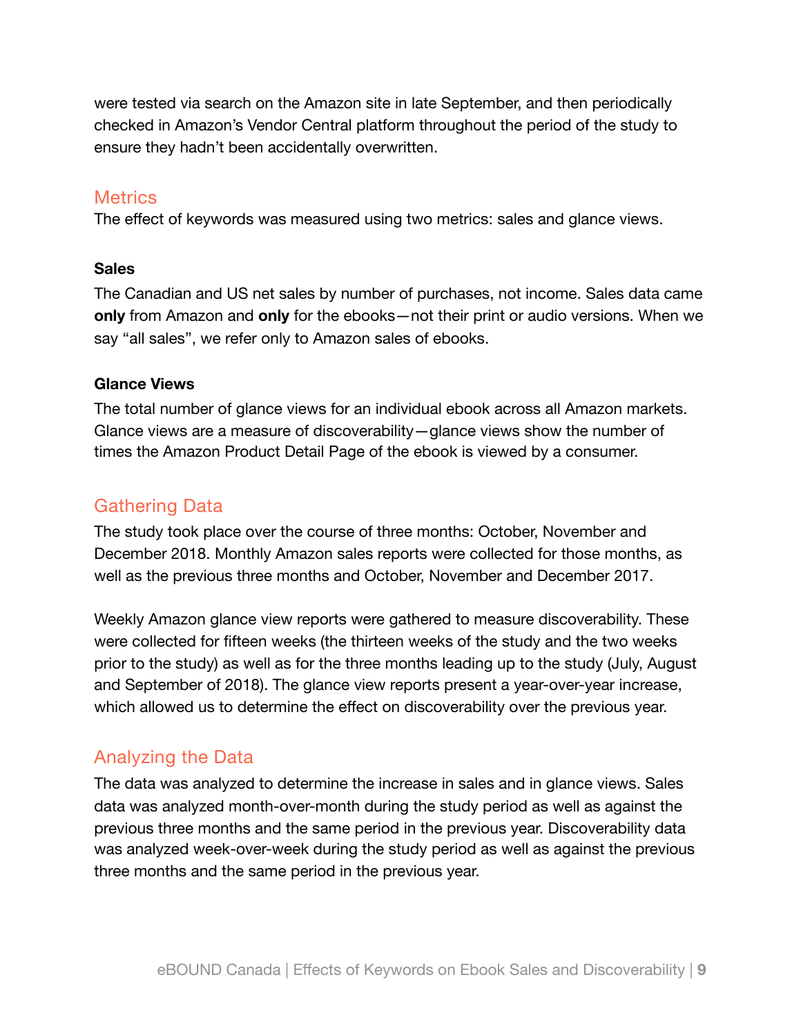were tested via search on the Amazon site in late September, and then periodically checked in Amazon's Vendor Central platform throughout the period of the study to ensure they hadn't been accidentally overwritten.

## Metrics

The effect of keywords was measured using two metrics: sales and glance views.

### Sales

The Canadian and US net sales by number of purchases, not income. Sales data came **only** from Amazon and **only** for the ebooks—not their print or audio versions. When we say "all sales", we refer only to Amazon sales of ebooks.

### Glance Views

The total number of glance views for an individual ebook across all Amazon markets. Glance views are a measure of discoverability—glance views show the number of times the Amazon Product Detail Page of the ebook is viewed by a consumer.

## Gathering Data

The study took place over the course of three months: October, November and December 2018. Monthly Amazon sales reports were collected for those months, as well as the previous three months and October, November and December 2017.

Weekly Amazon glance view reports were gathered to measure discoverability. These were collected for fifteen weeks (the thirteen weeks of the study and the two weeks prior to the study) as well as for the three months leading up to the study (July, August and September of 2018). The glance view reports present a year-over-year increase, which allowed us to determine the effect on discoverability over the previous year.

## Analyzing the Data

The data was analyzed to determine the increase in sales and in glance views. Sales data was analyzed month-over-month during the study period as well as against the previous three months and the same period in the previous year. Discoverability data was analyzed week-over-week during the study period as well as against the previous three months and the same period in the previous year.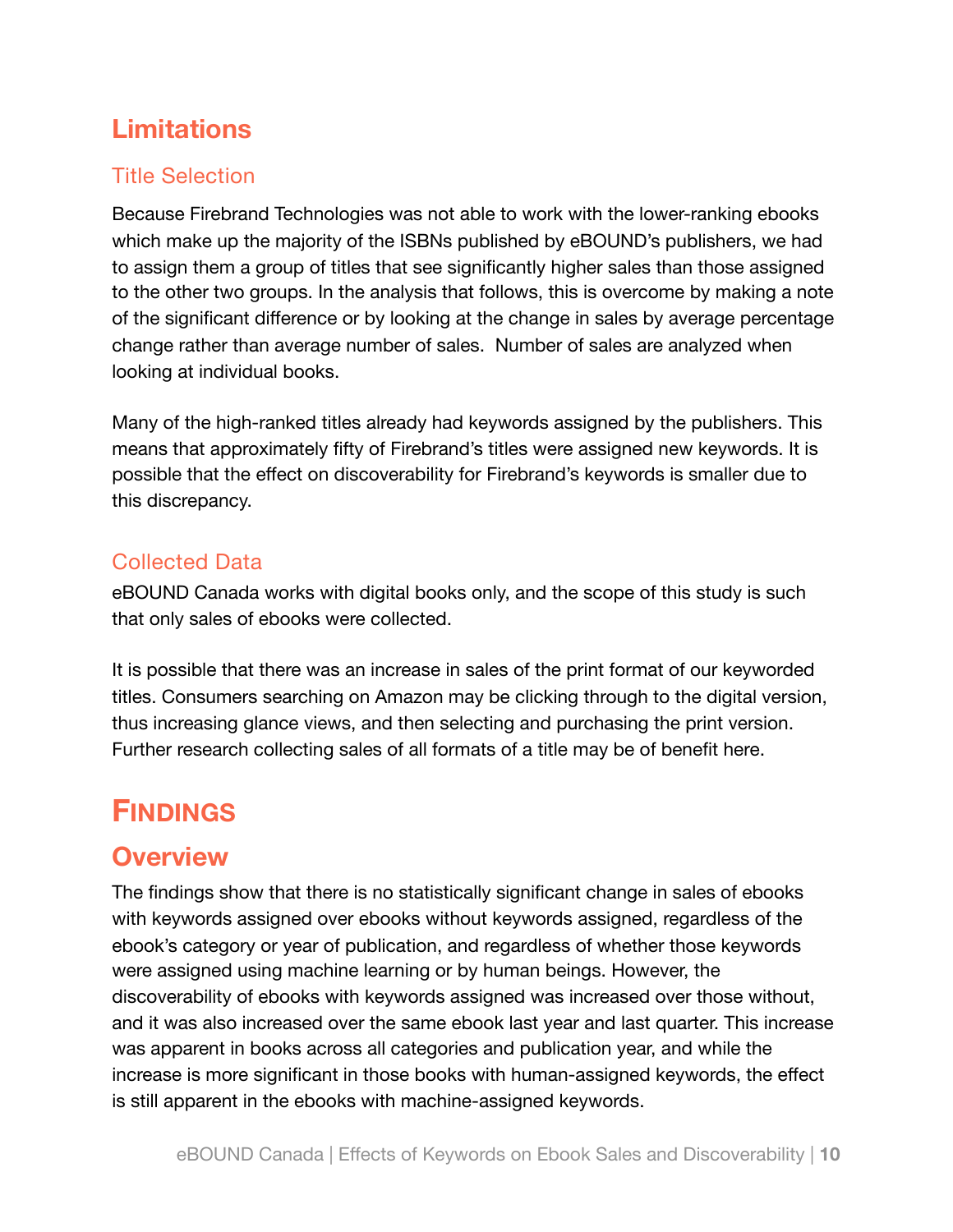# Limitations

## Title Selection

Because Firebrand Technologies was not able to work with the lower-ranking ebooks which make up the majority of the ISBNs published by eBOUND's publishers, we had to assign them a group of titles that see significantly higher sales than those assigned to the other two groups. In the analysis that follows, this is overcome by making a note of the significant difference or by looking at the change in sales by average percentage change rather than average number of sales. Number of sales are analyzed when looking at individual books.

Many of the high-ranked titles already had keywords assigned by the publishers. This means that approximately fifty of Firebrand's titles were assigned new keywords. It is possible that the effect on discoverability for Firebrand's keywords is smaller due to this discrepancy.

## Collected Data

eBOUND Canada works with digital books only, and the scope of this study is such that only sales of ebooks were collected.

It is possible that there was an increase in sales of the print format of our keyworded titles. Consumers searching on Amazon may be clicking through to the digital version, thus increasing glance views, and then selecting and purchasing the print version. Further research collecting sales of all formats of a title may be of benefit here.

# Findings

## Overview

The findings show that there is no statistically significant change in sales of ebooks with keywords assigned over ebooks without keywords assigned, regardless of the ebook's category or year of publication, and regardless of whether those keywords were assigned using machine learning or by human beings. However, the discoverability of ebooks with keywords assigned was increased over those without, and it was also increased over the same ebook last year and last quarter. This increase was apparent in books across all categories and publication year, and while the increase is more significant in those books with human-assigned keywords, the effect is still apparent in the ebooks with machine-assigned keywords.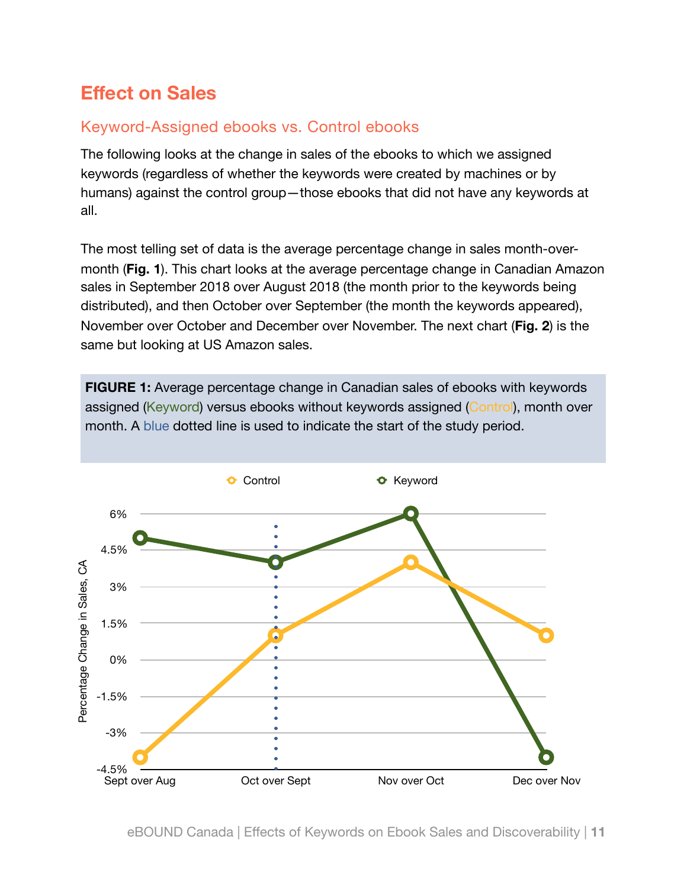# Effect on Sales

## Keyword-Assigned ebooks vs. Control ebooks

The following looks at the change in sales of the ebooks to which we assigned keywords (regardless of whether the keywords were created by machines or by humans) against the control group—those ebooks that did not have any keywords at all.

The most telling set of data is the average percentage change in sales month-over-month (**Fig. 1**). This chart looks at the average percentage change in Canadian Amazon sales in September 2018 over August 2018 (the month prior to the keywords being distributed), and then October over September (the month the keywords appeared), November over October and December over November. The next chart (**Fig. 2**) is the same but looking at US Amazon sales.

**FIGURE 1:** Average percentage change in Canadian sales of ebooks with keywords assigned (Keyword) versus ebooks without keywords assigned (Control), month over month. A blue dotted line is used to indicate the start of the study period.

| | Control | Keyword |
|---|---|---|
| Sept over Aug | -4% | 5% |
| Oct over Sept | 1% | 4% |
| Nov over Oct | 4% | 6% |
| Dec over Nov | 1% | -4% |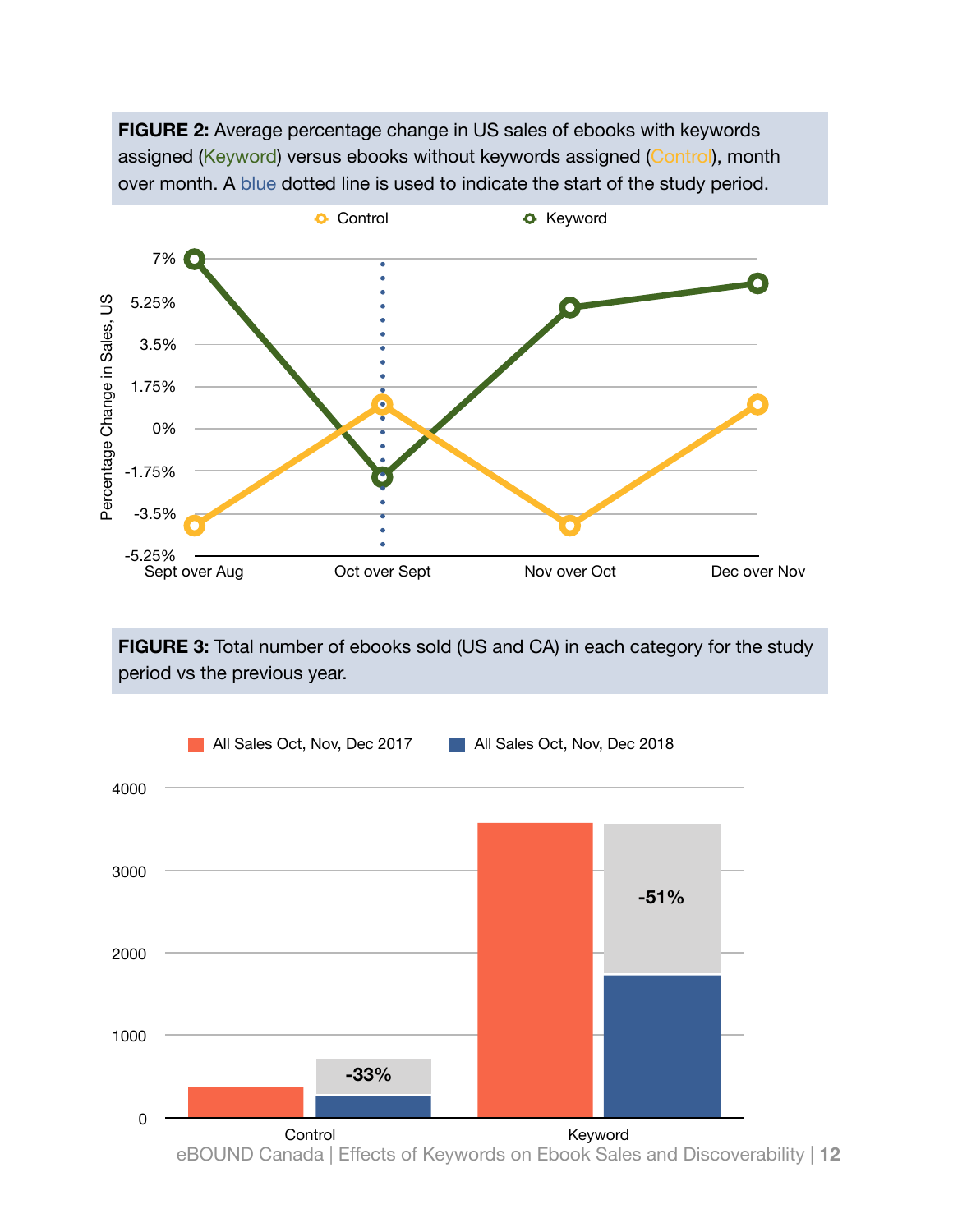**FIGURE 2:** Average percentage change in US sales of ebooks with keywords assigned (Keyword) versus ebooks without keywords assigned (Control), month over month. A blue dotted line is used to indicate the start of the study period.

**FIGURE 3:** Total number of ebooks sold (US and CA) in each category for the study period vs the previous year.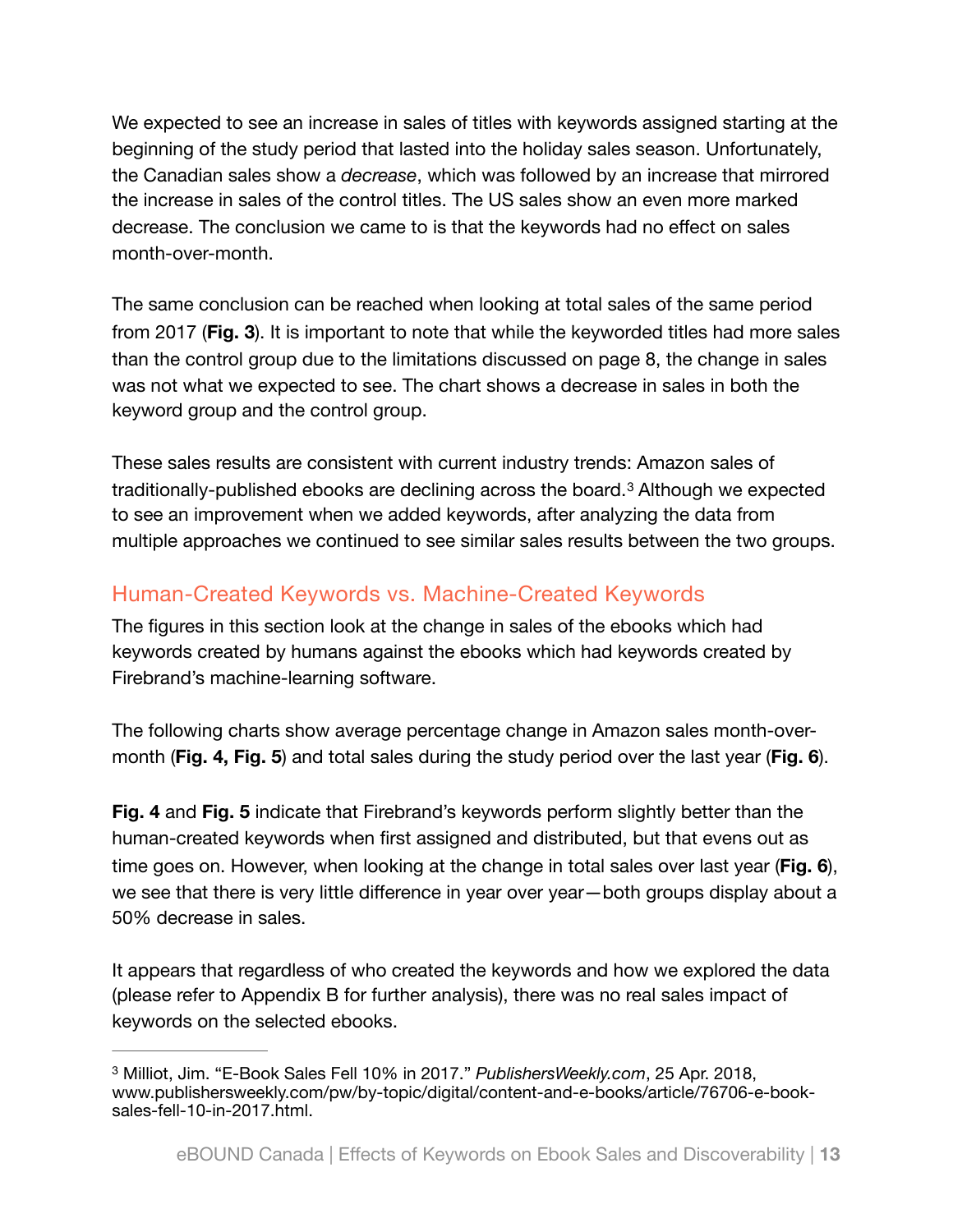We expected to see an increase in sales of titles with keywords assigned starting at the beginning of the study period that lasted into the holiday sales season. Unfortunately, the Canadian sales show a *decrease*, which was followed by an increase that mirrored the increase in sales of the control titles. The US sales show an even more marked decrease. The conclusion we came to is that the keywords had no effect on sales month-over-month.

The same conclusion can be reached when looking at total sales of the same period from 2017 (**Fig. 3**). It is important to note that while the keyworded titles had more sales than the control group due to the limitations discussed on page 8, the change in sales was not what we expected to see. The chart shows a decrease in sales in both the keyword group and the control group.

These sales results are consistent with current industry trends: Amazon sales of traditionally-published ebooks are declining across the board.[3] Although we expected to see an improvement when we added keywords, after analyzing the data from multiple approaches we continued to see similar sales results between the two groups.

## Human-Created Keywords vs. Machine-Created Keywords

The figures in this section look at the change in sales of the ebooks which had keywords created by humans against the ebooks which had keywords created by Firebrand's machine-learning software.

The following charts show average percentage change in Amazon sales month-over-month (**Fig. 4, Fig. 5**) and total sales during the study period over the last year (**Fig. 6**).

**Fig. 4** and **Fig. 5** indicate that Firebrand's keywords perform slightly better than the human-created keywords when first assigned and distributed, but that evens out as time goes on. However, when looking at the change in total sales over last year (**Fig. 6**), we see that there is very little difference in year over year—both groups display about a 50% decrease in sales.

It appears that regardless of who created the keywords and how we explored the data (please refer to Appendix B for further analysis), there was no real sales impact of keywords on the selected ebooks.

---

[3] Milliot, Jim. "E-Book Sales Fell 10% in 2017." *PublishersWeekly.com*, 25 Apr. 2018, www.publishersweekly.com/pw/by-topic/digital/content-and-e-books/article/76706-e-book-sales-fell-10-in-2017.html.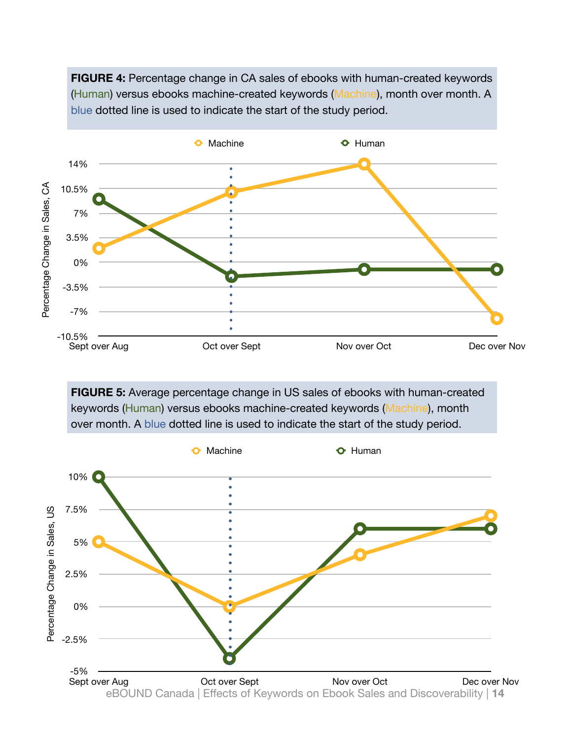**FIGURE 4:** Percentage change in CA sales of ebooks with human-created keywords (Human) versus ebooks machine-created keywords (Machine), month over month. A blue dotted line is used to indicate the start of the study period.

**FIGURE 5:** Average percentage change in US sales of ebooks with human-created keywords (Human) versus ebooks machine-created keywords (Machine), month over month. A blue dotted line is used to indicate the start of the study period.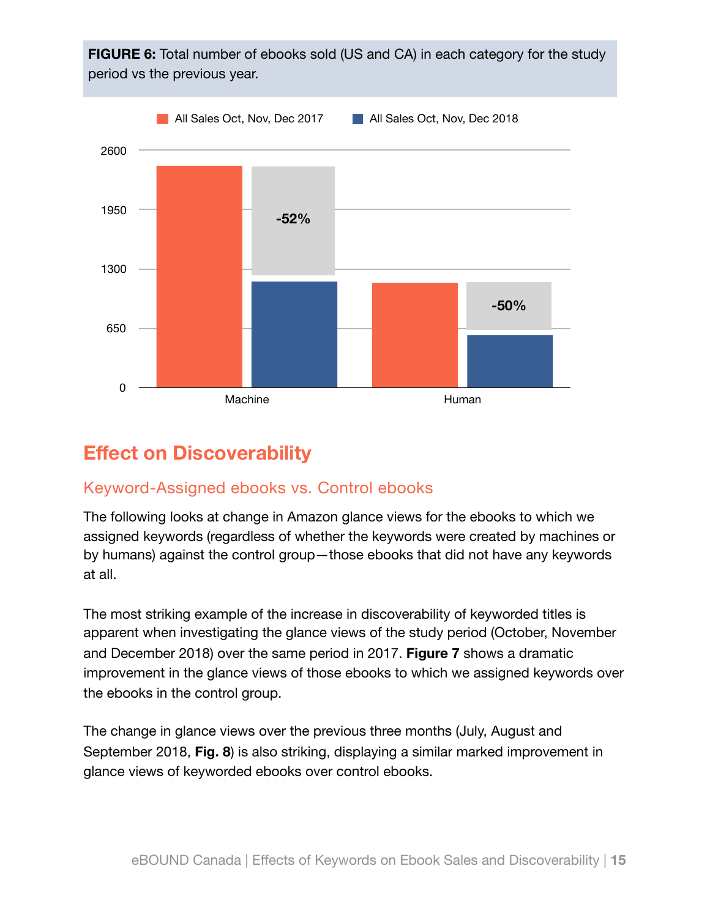**FIGURE 6:** Total number of ebooks sold (US and CA) in each category for the study period vs the previous year.

## Effect on Discoverability

### Keyword-Assigned ebooks vs. Control ebooks

The following looks at change in Amazon glance views for the ebooks to which we assigned keywords (regardless of whether the keywords were created by machines or by humans) against the control group—those ebooks that did not have any keywords at all.

The most striking example of the increase in discoverability of keyworded titles is apparent when investigating the glance views of the study period (October, November and December 2018) over the same period in 2017. **Figure 7** shows a dramatic improvement in the glance views of those ebooks to which we assigned keywords over the ebooks in the control group.

The change in glance views over the previous three months (July, August and September 2018, **Fig. 8**) is also striking, displaying a similar marked improvement in glance views of keyworded ebooks over control ebooks.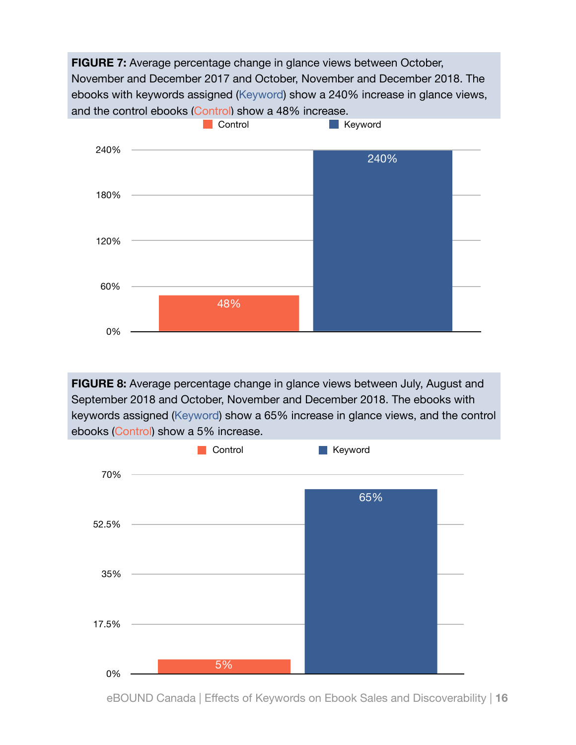**FIGURE 7:** Average percentage change in glance views between October, November and December 2017 and October, November and December 2018. The ebooks with keywords assigned (Keyword) show a 240% increase in glance views, and the control ebooks (Control) show a 48% increase.

| | Average percentage change in glance views |
|---|---|
| Control | 48% |
| Keyword | 240% |

**FIGURE 8:** Average percentage change in glance views between July, August and September 2018 and October, November and December 2018. The ebooks with keywords assigned (Keyword) show a 65% increase in glance views, and the control ebooks (Control) show a 5% increase.

| | Average percentage change in glance views |
|---|---|
| Control | 5% |
| Keyword | 65% |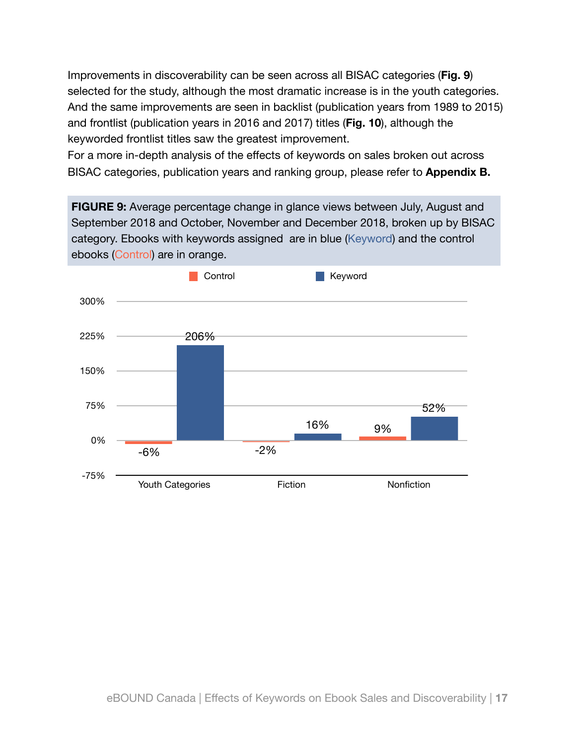Improvements in discoverability can be seen across all BISAC categories (**Fig. 9**) selected for the study, although the most dramatic increase is in the youth categories. And the same improvements are seen in backlist (publication years from 1989 to 2015) and frontlist (publication years in 2016 and 2017) titles (**Fig. 10**), although the keyworded frontlist titles saw the greatest improvement.

For a more in-depth analysis of the effects of keywords on sales broken out across BISAC categories, publication years and ranking group, please refer to **Appendix B.**

**FIGURE 9:** Average percentage change in glance views between July, August and September 2018 and October, November and December 2018, broken up by BISAC category. Ebooks with keywords assigned are in blue (Keyword) and the control ebooks (Control) are in orange.

| | Control | Keyword |
|---|---|---|
| Youth Categories | -6% | 206% |
| Fiction | -2% | 16% |
| Nonfiction | 9% | 52% |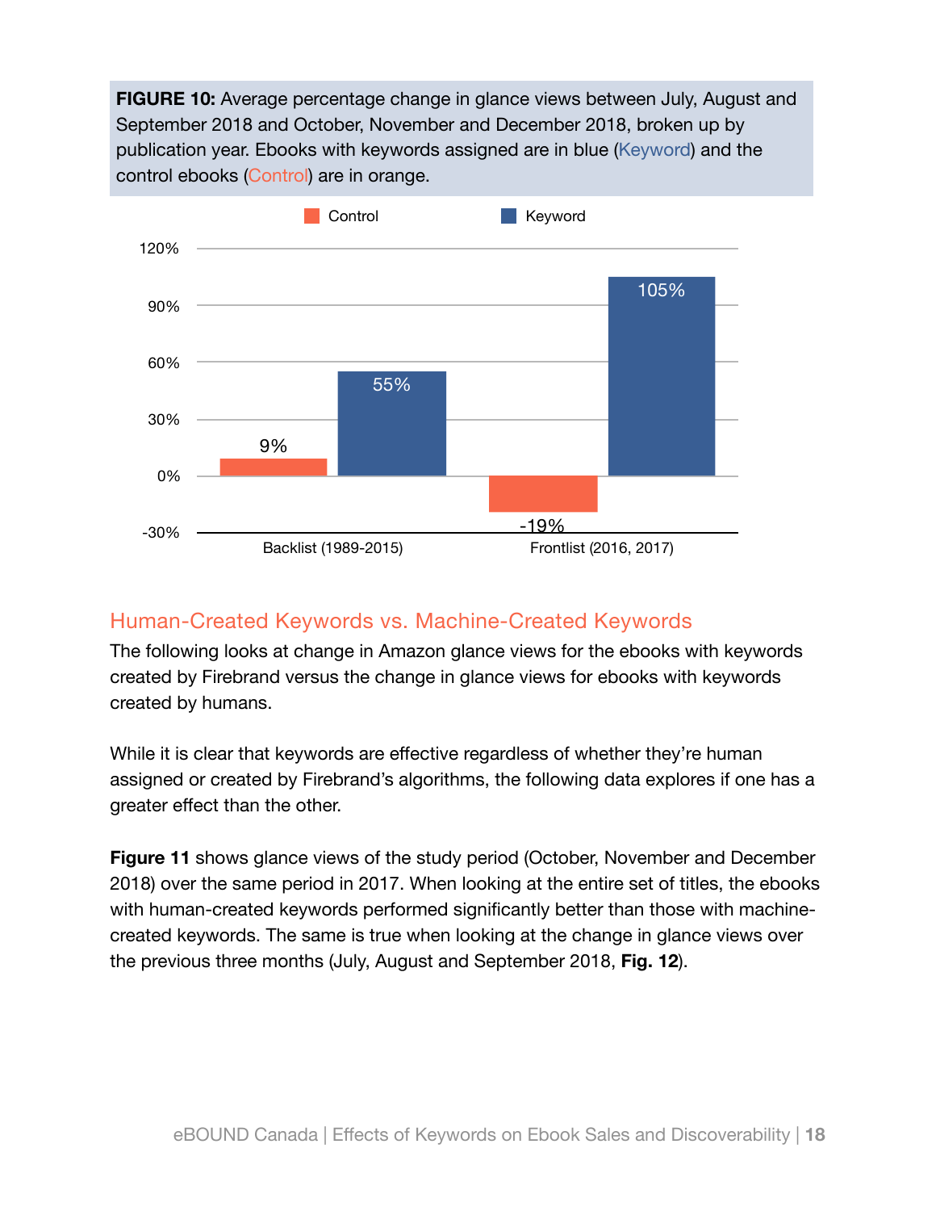**FIGURE 10:** Average percentage change in glance views between July, August and September 2018 and October, November and December 2018, broken up by publication year. Ebooks with keywords assigned are in blue (Keyword) and the control ebooks (Control) are in orange.

| | Control | Keyword |
|---|---|---|
| Backlist (1989-2015) | 9% | 55% |
| Frontlist (2016, 2017) | -19% | 105% |

## Human-Created Keywords vs. Machine-Created Keywords

The following looks at change in Amazon glance views for the ebooks with keywords created by Firebrand versus the change in glance views for ebooks with keywords created by humans.

While it is clear that keywords are effective regardless of whether they're human assigned or created by Firebrand's algorithms, the following data explores if one has a greater effect than the other.

**Figure 11** shows glance views of the study period (October, November and December 2018) over the same period in 2017. When looking at the entire set of titles, the ebooks with human-created keywords performed significantly better than those with machine-created keywords. The same is true when looking at the change in glance views over the previous three months (July, August and September 2018, **Fig. 12**).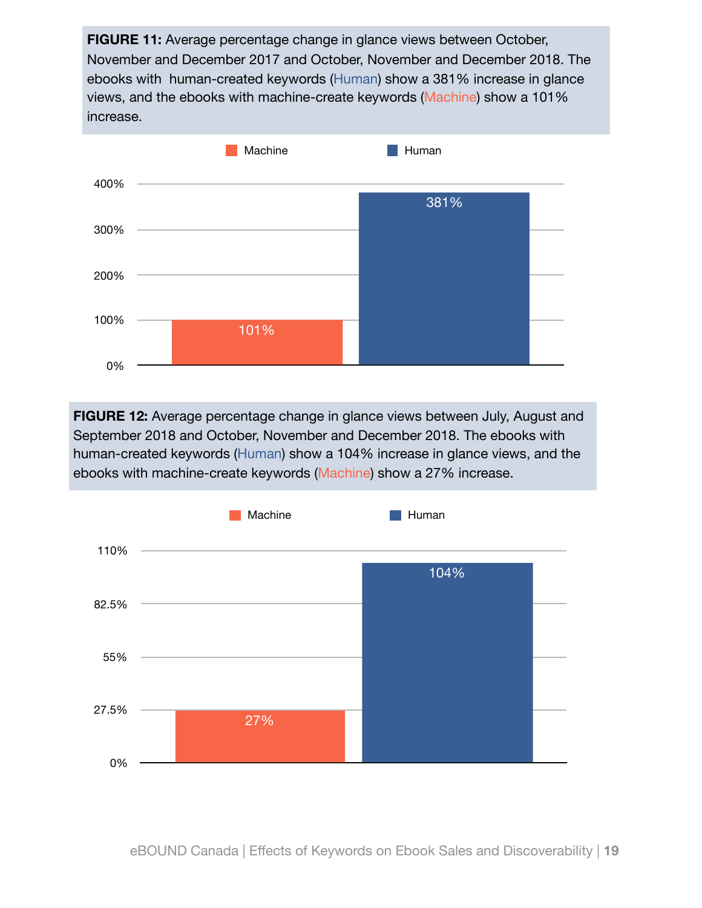**FIGURE 11:** Average percentage change in glance views between October, November and December 2017 and October, November and December 2018. The ebooks with human-created keywords (Human) show a 381% increase in glance views, and the ebooks with machine-create keywords (Machine) show a 101% increase.

| | Percentage change |
|---|---|
| Machine | 101% |
| Human | 381% |

**FIGURE 12:** Average percentage change in glance views between July, August and September 2018 and October, November and December 2018. The ebooks with human-created keywords (Human) show a 104% increase in glance views, and the ebooks with machine-create keywords (Machine) show a 27% increase.

| | Percentage change |
|---|---|
| Machine | 27% |
| Human | 104% |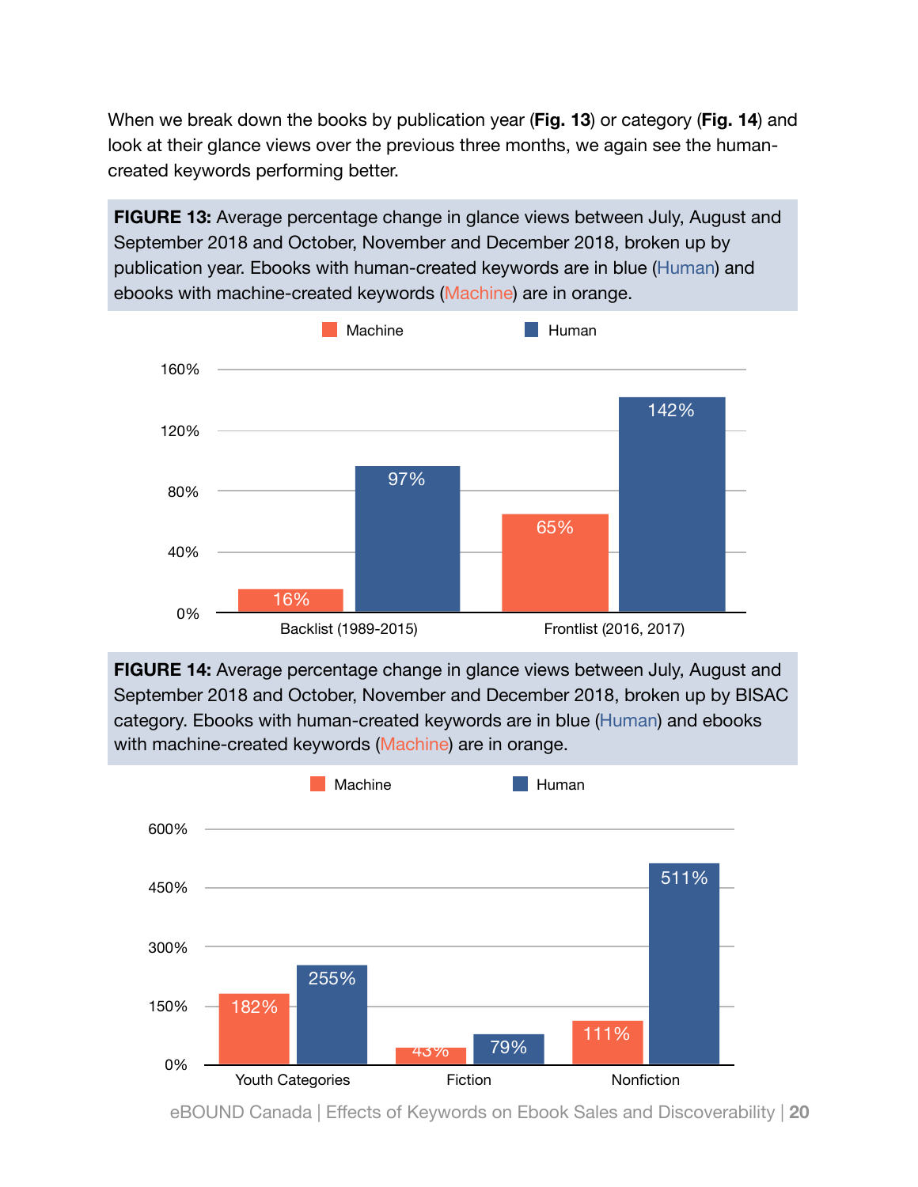When we break down the books by publication year (**Fig. 13**) or category (**Fig. 14**) and look at their glance views over the previous three months, we again see the human-created keywords performing better.

**FIGURE 13:** Average percentage change in glance views between July, August and September 2018 and October, November and December 2018, broken up by publication year. Ebooks with human-created keywords are in blue (Human) and ebooks with machine-created keywords (Machine) are in orange.

| | Machine | Human |
|---|---|---|
| Backlist (1989-2015) | 16% | 97% |
| Frontlist (2016, 2017) | 65% | 142% |

**FIGURE 14:** Average percentage change in glance views between July, August and September 2018 and October, November and December 2018, broken up by BISAC category. Ebooks with human-created keywords are in blue (Human) and ebooks with machine-created keywords (Machine) are in orange.

| | Machine | Human |
|---|---|---|
| Youth Categories | 182% | 255% |
| Fiction | 43% | 79% |
| Nonfiction | 111% | 511% |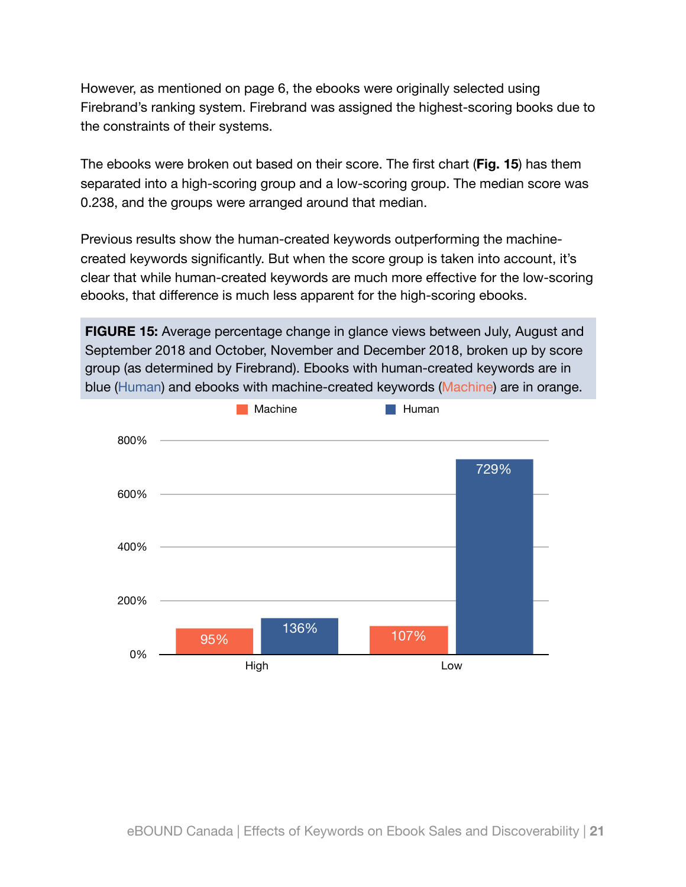However, as mentioned on page 6, the ebooks were originally selected using Firebrand's ranking system. Firebrand was assigned the highest-scoring books due to the constraints of their systems.

The ebooks were broken out based on their score. The first chart (**Fig. 15**) has them separated into a high-scoring group and a low-scoring group. The median score was 0.238, and the groups were arranged around that median.

Previous results show the human-created keywords outperforming the machine-created keywords significantly. But when the score group is taken into account, it's clear that while human-created keywords are much more effective for the low-scoring ebooks, that difference is much less apparent for the high-scoring ebooks.

**FIGURE 15:** Average percentage change in glance views between July, August and September 2018 and October, November and December 2018, broken up by score group (as determined by Firebrand). Ebooks with human-created keywords are in blue (Human) and ebooks with machine-created keywords (Machine) are in orange.

| | Machine | Human |
|---|---|---|
| High | 95% | 136% |
| Low | 107% | 729% |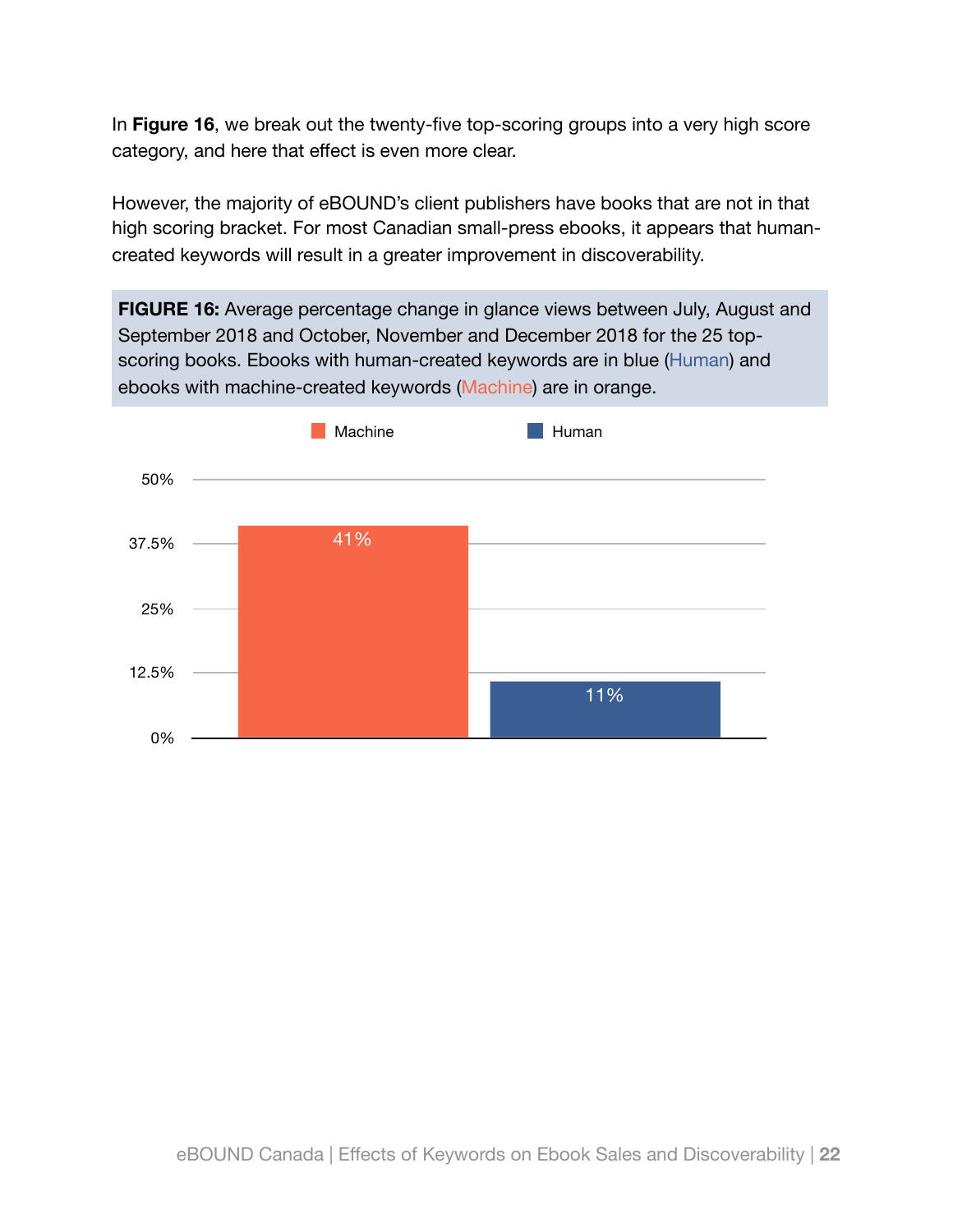In **Figure 16**, we break out the twenty-five top-scoring groups into a very high score category, and here that effect is even more clear.

However, the majority of eBOUND's client publishers have books that are not in that high scoring bracket. For most Canadian small-press ebooks, it appears that human-created keywords will result in a greater improvement in discoverability.

**FIGURE 16:** Average percentage change in glance views between July, August and September 2018 and October, November and December 2018 for the 25 top-scoring books. Ebooks with human-created keywords are in blue (Human) and ebooks with machine-created keywords (Machine) are in orange.

| | Machine | Human |
|---|---|---|
| Average percentage change in glance views | 41% | 11% |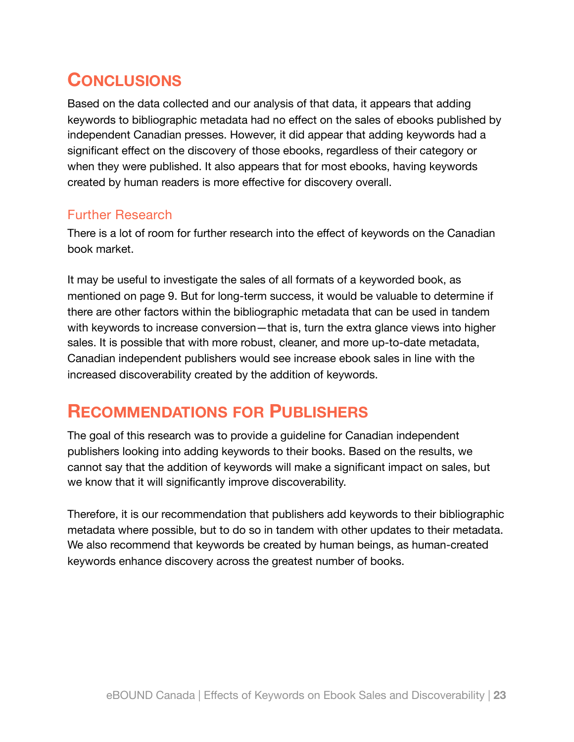## Conclusions

Based on the data collected and our analysis of that data, it appears that adding keywords to bibliographic metadata had no effect on the sales of ebooks published by independent Canadian presses. However, it did appear that adding keywords had a significant effect on the discovery of those ebooks, regardless of their category or when they were published. It also appears that for most ebooks, having keywords created by human readers is more effective for discovery overall.

### Further Research

There is a lot of room for further research into the effect of keywords on the Canadian book market.

It may be useful to investigate the sales of all formats of a keyworded book, as mentioned on page 9. But for long-term success, it would be valuable to determine if there are other factors within the bibliographic metadata that can be used in tandem with keywords to increase conversion—that is, turn the extra glance views into higher sales. It is possible that with more robust, cleaner, and more up-to-date metadata, Canadian independent publishers would see increase ebook sales in line with the increased discoverability created by the addition of keywords.

## Recommendations for Publishers

The goal of this research was to provide a guideline for Canadian independent publishers looking into adding keywords to their books. Based on the results, we cannot say that the addition of keywords will make a significant impact on sales, but we know that it will significantly improve discoverability.

Therefore, it is our recommendation that publishers add keywords to their bibliographic metadata where possible, but to do so in tandem with other updates to their metadata. We also recommend that keywords be created by human beings, as human-created keywords enhance discovery across the greatest number of books.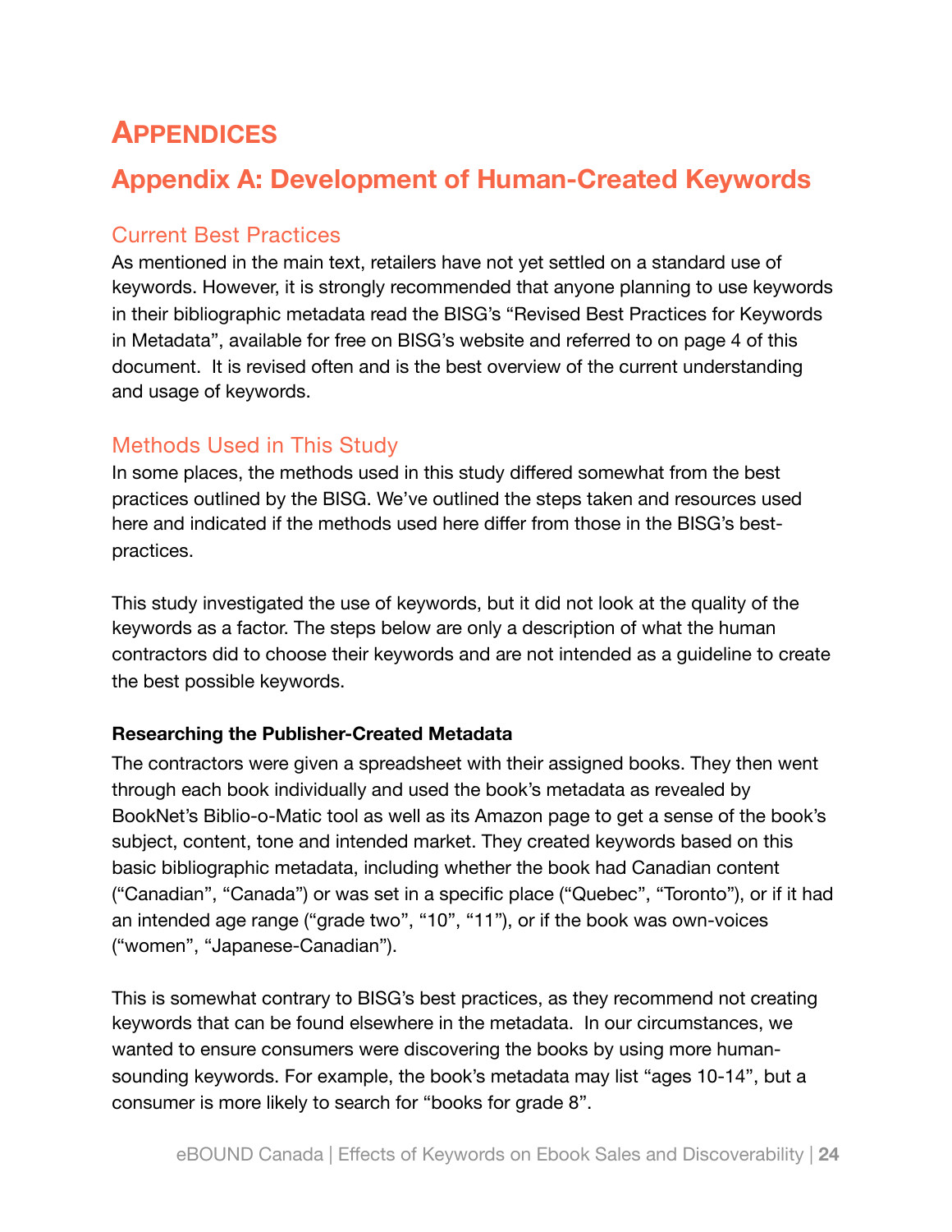# APPENDICES

## Appendix A: Development of Human-Created Keywords

### Current Best Practices

As mentioned in the main text, retailers have not yet settled on a standard use of keywords. However, it is strongly recommended that anyone planning to use keywords in their bibliographic metadata read the BISG's "Revised Best Practices for Keywords in Metadata", available for free on BISG's website and referred to on page 4 of this document. It is revised often and is the best overview of the current understanding and usage of keywords.

### Methods Used in This Study

In some places, the methods used in this study differed somewhat from the best practices outlined by the BISG. We've outlined the steps taken and resources used here and indicated if the methods used here differ from those in the BISG's best-practices.

This study investigated the use of keywords, but it did not look at the quality of the keywords as a factor. The steps below are only a description of what the human contractors did to choose their keywords and are not intended as a guideline to create the best possible keywords.

**Researching the Publisher-Created Metadata**

The contractors were given a spreadsheet with their assigned books. They then went through each book individually and used the book's metadata as revealed by BookNet's Biblio-o-Matic tool as well as its Amazon page to get a sense of the book's subject, content, tone and intended market. They created keywords based on this basic bibliographic metadata, including whether the book had Canadian content ("Canadian", "Canada") or was set in a specific place ("Quebec", "Toronto"), or if it had an intended age range ("grade two", "10", "11"), or if the book was own-voices ("women", "Japanese-Canadian").

This is somewhat contrary to BISG's best practices, as they recommend not creating keywords that can be found elsewhere in the metadata. In our circumstances, we wanted to ensure consumers were discovering the books by using more human-sounding keywords. For example, the book's metadata may list "ages 10-14", but a consumer is more likely to search for "books for grade 8".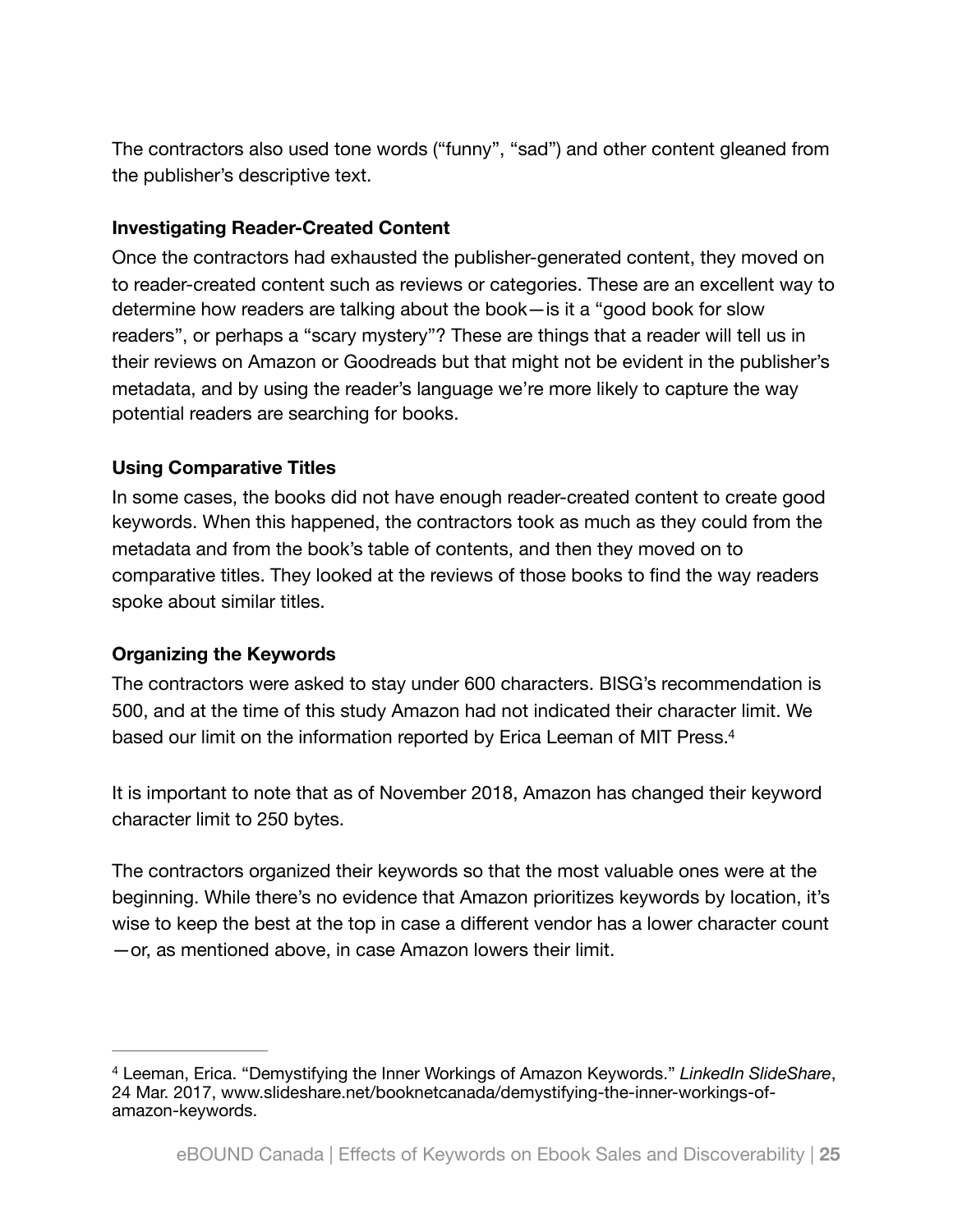The contractors also used tone words (“funny”, “sad”) and other content gleaned from the publisher’s descriptive text.

**Investigating Reader-Created Content**

Once the contractors had exhausted the publisher-generated content, they moved on to reader-created content such as reviews or categories. These are an excellent way to determine how readers are talking about the book—is it a “good book for slow readers”, or perhaps a “scary mystery”? These are things that a reader will tell us in their reviews on Amazon or Goodreads but that might not be evident in the publisher’s metadata, and by using the reader’s language we’re more likely to capture the way potential readers are searching for books.

**Using Comparative Titles**

In some cases, the books did not have enough reader-created content to create good keywords. When this happened, the contractors took as much as they could from the metadata and from the book’s table of contents, and then they moved on to comparative titles. They looked at the reviews of those books to find the way readers spoke about similar titles.

**Organizing the Keywords**

The contractors were asked to stay under 600 characters. BISG’s recommendation is 500, and at the time of this study Amazon had not indicated their character limit. We based our limit on the information reported by Erica Leeman of MIT Press.[4]

It is important to note that as of November 2018, Amazon has changed their keyword character limit to 250 bytes.

The contractors organized their keywords so that the most valuable ones were at the beginning. While there’s no evidence that Amazon prioritizes keywords by location, it’s wise to keep the best at the top in case a different vendor has a lower character count—or, as mentioned above, in case Amazon lowers their limit.

---

[4] Leeman, Erica. “Demystifying the Inner Workings of Amazon Keywords.” *LinkedIn SlideShare*, 24 Mar. 2017, www.slideshare.net/booknetcanada/demystifying-the-inner-workings-of-amazon-keywords.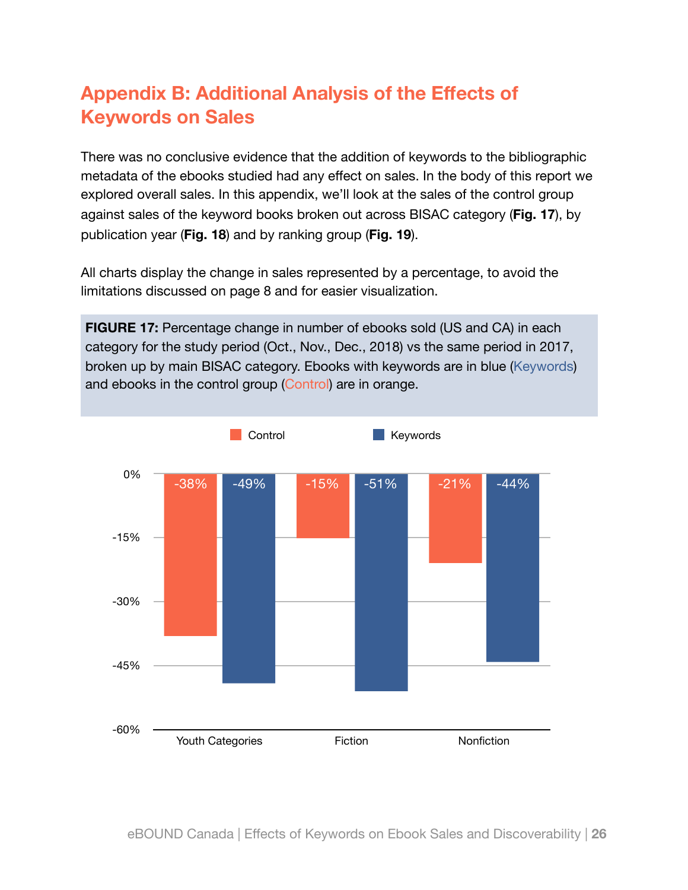## Appendix B: Additional Analysis of the Effects of Keywords on Sales

There was no conclusive evidence that the addition of keywords to the bibliographic metadata of the ebooks studied had any effect on sales. In the body of this report we explored overall sales. In this appendix, we'll look at the sales of the control group against sales of the keyword books broken out across BISAC category (**Fig. 17**), by publication year (**Fig. 18**) and by ranking group (**Fig. 19**).

All charts display the change in sales represented by a percentage, to avoid the limitations discussed on page 8 and for easier visualization.

**FIGURE 17:** Percentage change in number of ebooks sold (US and CA) in each category for the study period (Oct., Nov., Dec., 2018) vs the same period in 2017, broken up by main BISAC category. Ebooks with keywords are in blue (Keywords) and ebooks in the control group (Control) are in orange.

| | Control | Keywords |
|---|---|---|
| Youth Categories | -38% | -49% |
| Fiction | -15% | -51% |
| Nonfiction | -21% | -44% |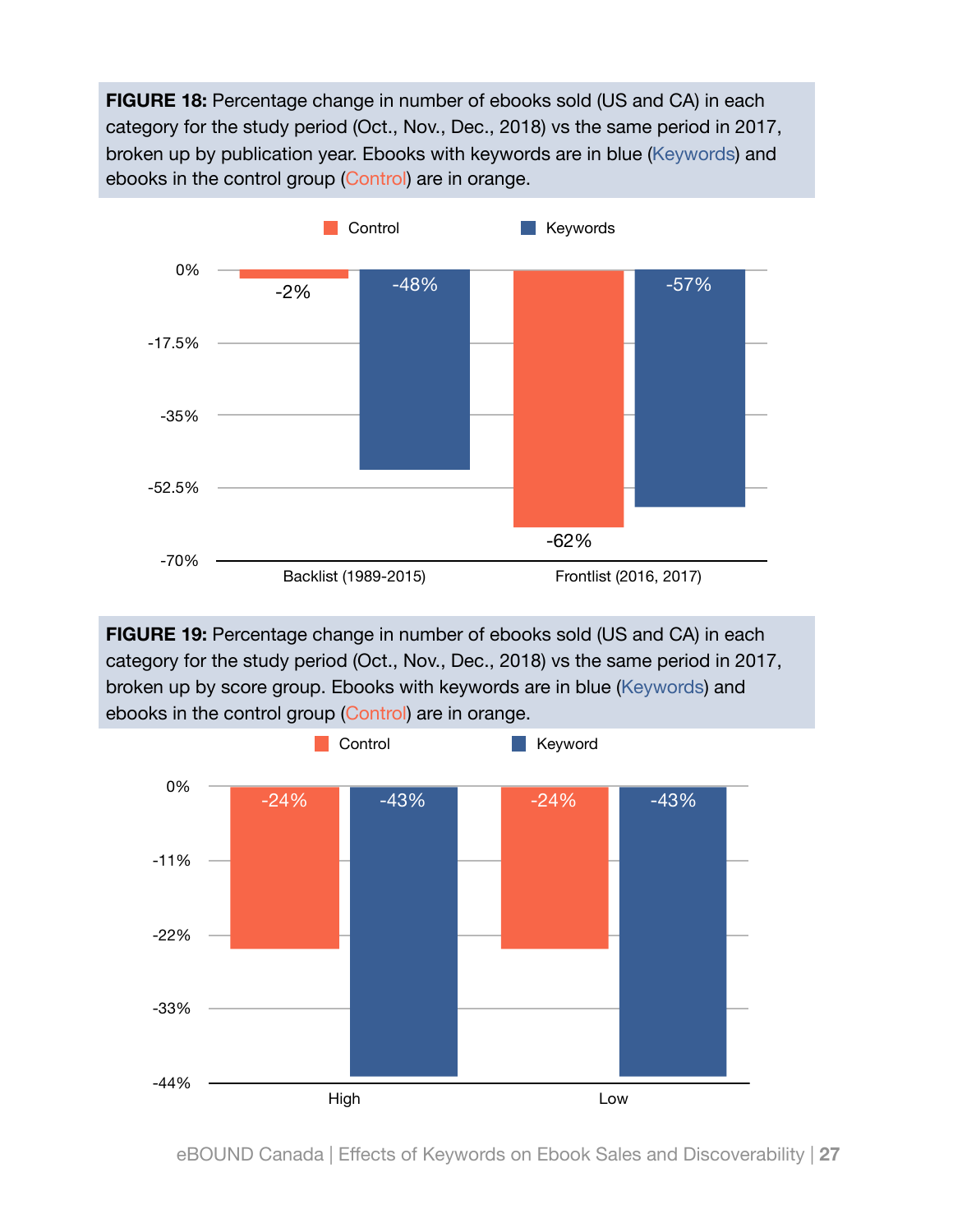**FIGURE 18:** Percentage change in number of ebooks sold (US and CA) in each category for the study period (Oct., Nov., Dec., 2018) vs the same period in 2017, broken up by publication year. Ebooks with keywords are in blue (Keywords) and ebooks in the control group (Control) are in orange.

| | Control | Keywords |
|---|---|---|
| Backlist (1989-2015) | -2% | -48% |
| Frontlist (2016, 2017) | -62% | -57% |

**FIGURE 19:** Percentage change in number of ebooks sold (US and CA) in each category for the study period (Oct., Nov., Dec., 2018) vs the same period in 2017, broken up by score group. Ebooks with keywords are in blue (Keywords) and ebooks in the control group (Control) are in orange.

| | Control | Keyword |
|---|---|---|
| High | -24% | -43% |
| Low | -24% | -43% |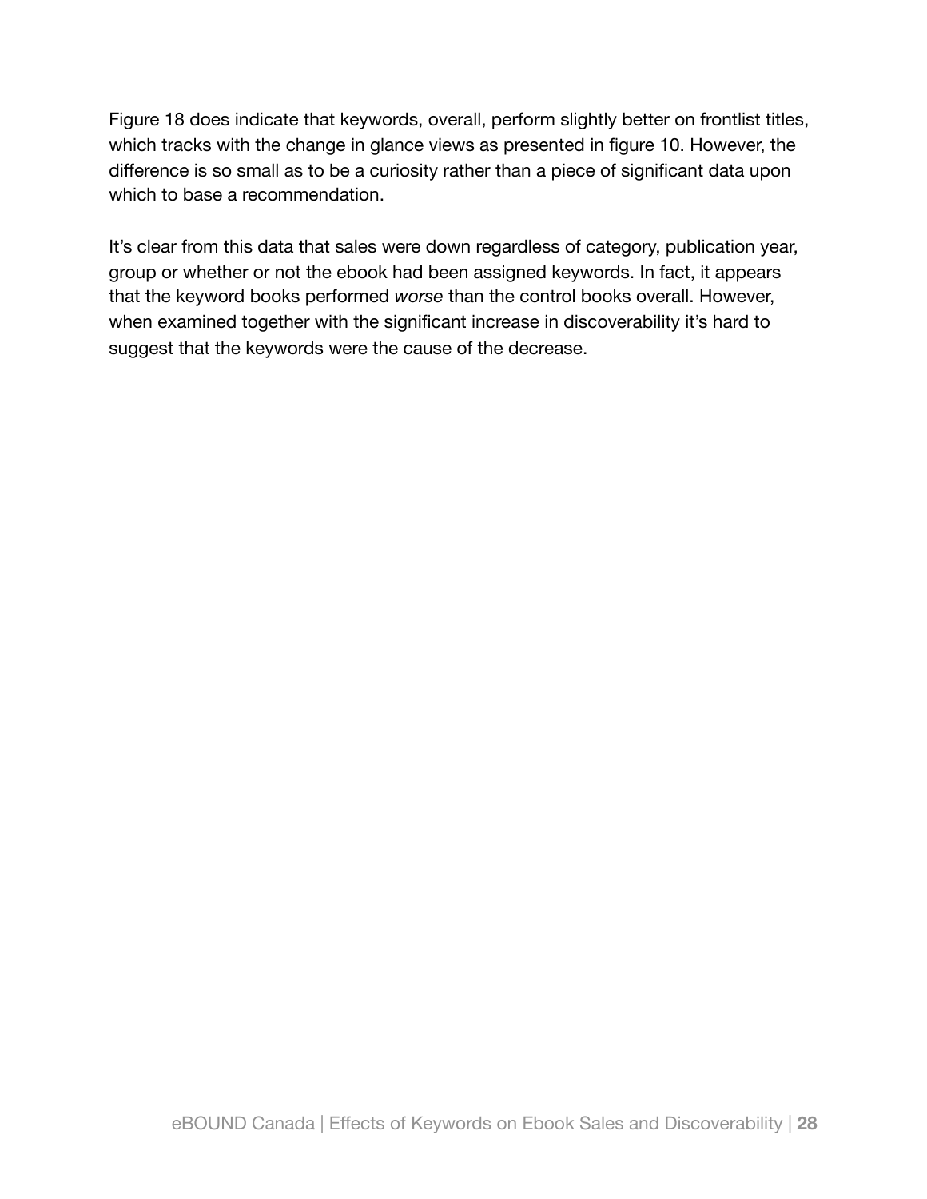Figure 18 does indicate that keywords, overall, perform slightly better on frontlist titles, which tracks with the change in glance views as presented in figure 10. However, the difference is so small as to be a curiosity rather than a piece of significant data upon which to base a recommendation.

It's clear from this data that sales were down regardless of category, publication year, group or whether or not the ebook had been assigned keywords. In fact, it appears that the keyword books performed *worse* than the control books overall. However, when examined together with the significant increase in discoverability it's hard to suggest that the keywords were the cause of the decrease.